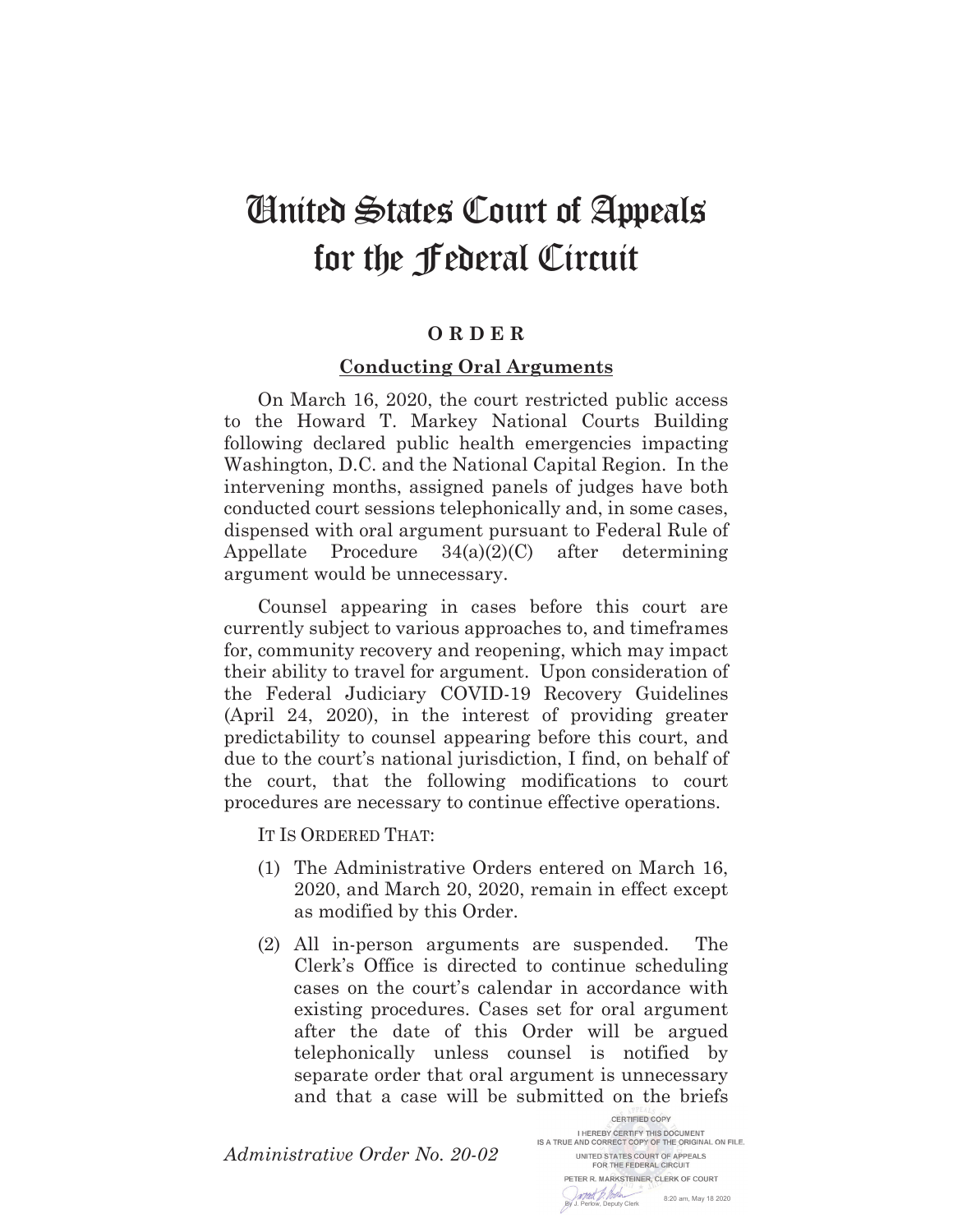# United States Court of Appeals for the Federal Circuit

**O R D E R**

**Conducting Oral Arguments**

On March 16, 2020, the court restricted public access to the Howard T. Markey National Courts Building following declared public health emergencies impacting Washington, D.C. and the National Capital Region. In the intervening months, assigned panels of judges have both conducted court sessions telephonically and, in some cases, dispensed with oral argument pursuant to Federal Rule of Appellate Procedure 34(a)(2)(C) after determining argument would be unnecessary.

Counsel appearing in cases before this court are currently subject to various approaches to, and timeframes for, community recovery and reopening, which may impact their ability to travel for argument. Upon consideration of the Federal Judiciary COVID-19 Recovery Guidelines (April 24, 2020), in the interest of providing greater predictability to counsel appearing before this court, and due to the court's national jurisdiction, I find, on behalf of the court, that the following modifications to court procedures are necessary to continue effective operations.

IT IS ORDERED THAT:

(1) The Administrative Orders entered on March 16, 2020, and March 20, 2020, remain in effect except as modified by this Order.

(2) All in-person arguments are suspended. The Clerk's Office is directed to continue scheduling cases on the court's calendar in accordance with existing procedures. Cases set for oral argument after the date of this Order will be argued telephonically unless counsel is notified by separate order that oral argument is unnecessary and that a case will be submitted on the briefs

*Administrative Order No. 20-02*

CERTIFIED COPY
I HEREBY CERTIFY THIS DOCUMENT IS A TRUE AND CORRECT COPY OF THE ORIGINAL ON FILE.
UNITED STATES COURT OF APPEALS FOR THE FEDERAL CIRCUIT
PETER R. MARKSTEINER, CLERK OF COURT
By J. Perlow, Deputy Clerk
8:20 am, May 18 2020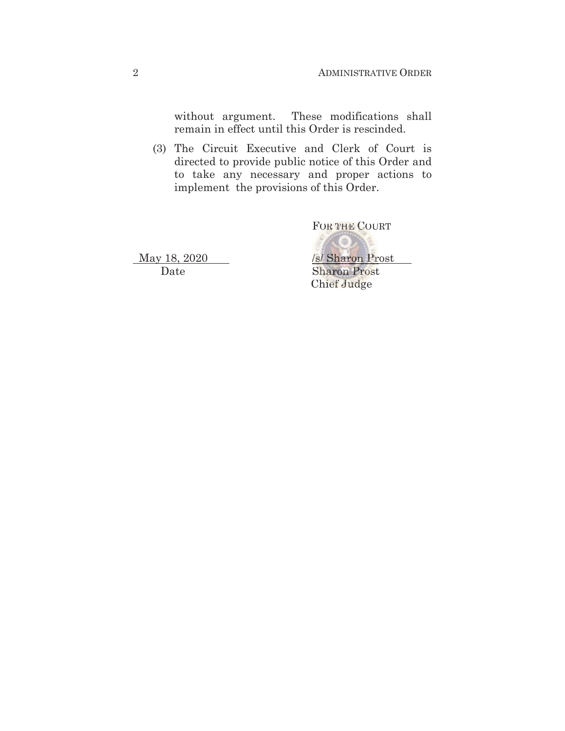without argument. These modifications shall remain in effect until this Order is rescinded.

(3) The Circuit Executive and Clerk of Court is directed to provide public notice of this Order and to take any necessary and proper actions to implement the provisions of this Order.

FOR THE COURT

May 18, 2020
Date

/s/ Sharon Prost
Sharon Prost
Chief Judge